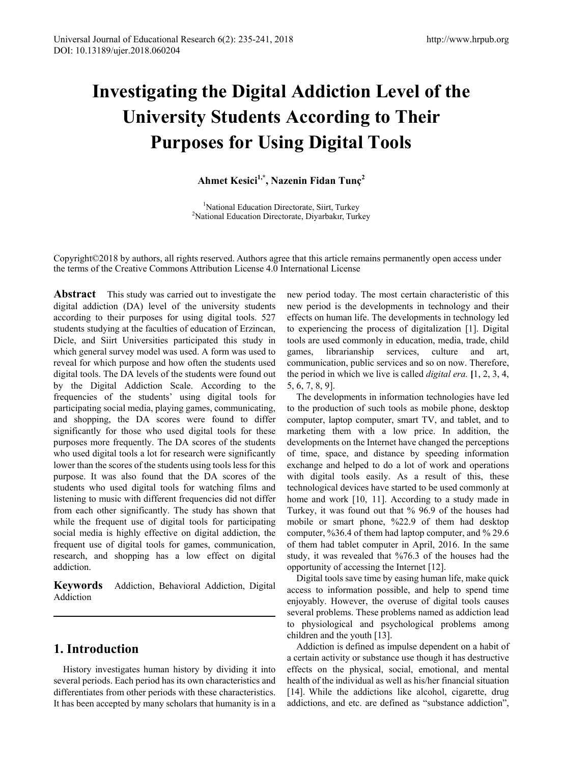# Investigating the Digital Addiction Level of the University Students According to Their Purposes for Using Digital Tools

**Ahmet Kesici[1,*], Nazenin Fidan Tunç[2]**

[1]National Education Directorate, Siirt, Turkey
[2]National Education Directorate, Diyarbakır, Turkey

Copyright©2018 by authors, all rights reserved. Authors agree that this article remains permanently open access under the terms of the Creative Commons Attribution License 4.0 International License

**Abstract** This study was carried out to investigate the digital addiction (DA) level of the university students according to their purposes for using digital tools. 527 students studying at the faculties of education of Erzincan, Dicle, and Siirt Universities participated this study in which general survey model was used. A form was used to reveal for which purpose and how often the students used digital tools. The DA levels of the students were found out by the Digital Addiction Scale. According to the frequencies of the students' using digital tools for participating social media, playing games, communicating, and shopping, the DA scores were found to differ significantly for those who used digital tools for these purposes more frequently. The DA scores of the students who used digital tools a lot for research were significantly lower than the scores of the students using tools less for this purpose. It was also found that the DA scores of the students who used digital tools for watching films and listening to music with different frequencies did not differ from each other significantly. The study has shown that while the frequent use of digital tools for participating social media is highly effective on digital addiction, the frequent use of digital tools for games, communication, research, and shopping has a low effect on digital addiction.

**Keywords** Addiction, Behavioral Addiction, Digital Addiction

## 1. Introduction

History investigates human history by dividing it into several periods. Each period has its own characteristics and differentiates from other periods with these characteristics. It has been accepted by many scholars that humanity is in a new period today. The most certain characteristic of this new period is the developments in technology and their effects on human life. The developments in technology led to experiencing the process of digitalization [1]. Digital tools are used commonly in education, media, trade, child games, librarianship services, culture and art, communication, public services and so on now. Therefore, the period in which we live is called *digital era.* [1, 2, 3, 4, 5, 6, 7, 8, 9].

The developments in information technologies have led to the production of such tools as mobile phone, desktop computer, laptop computer, smart TV, and tablet, and to marketing them with a low price. In addition, the developments on the Internet have changed the perceptions of time, space, and distance by speeding information exchange and helped to do a lot of work and operations with digital tools easily. As a result of this, these technological devices have started to be used commonly at home and work [10, 11]. According to a study made in Turkey, it was found out that % 96.9 of the houses had mobile or smart phone, %22.9 of them had desktop computer, %36.4 of them had laptop computer, and % 29.6 of them had tablet computer in April, 2016. In the same study, it was revealed that %76.3 of the houses had the opportunity of accessing the Internet [12].

Digital tools save time by easing human life, make quick access to information possible, and help to spend time enjoyably. However, the overuse of digital tools causes several problems. These problems named as addiction lead to physiological and psychological problems among children and the youth [13].

Addiction is defined as impulse dependent on a habit of a certain activity or substance use though it has destructive effects on the physical, social, emotional, and mental health of the individual as well as his/her financial situation [14]. While the addictions like alcohol, cigarette, drug addictions, and etc. are defined as "substance addiction",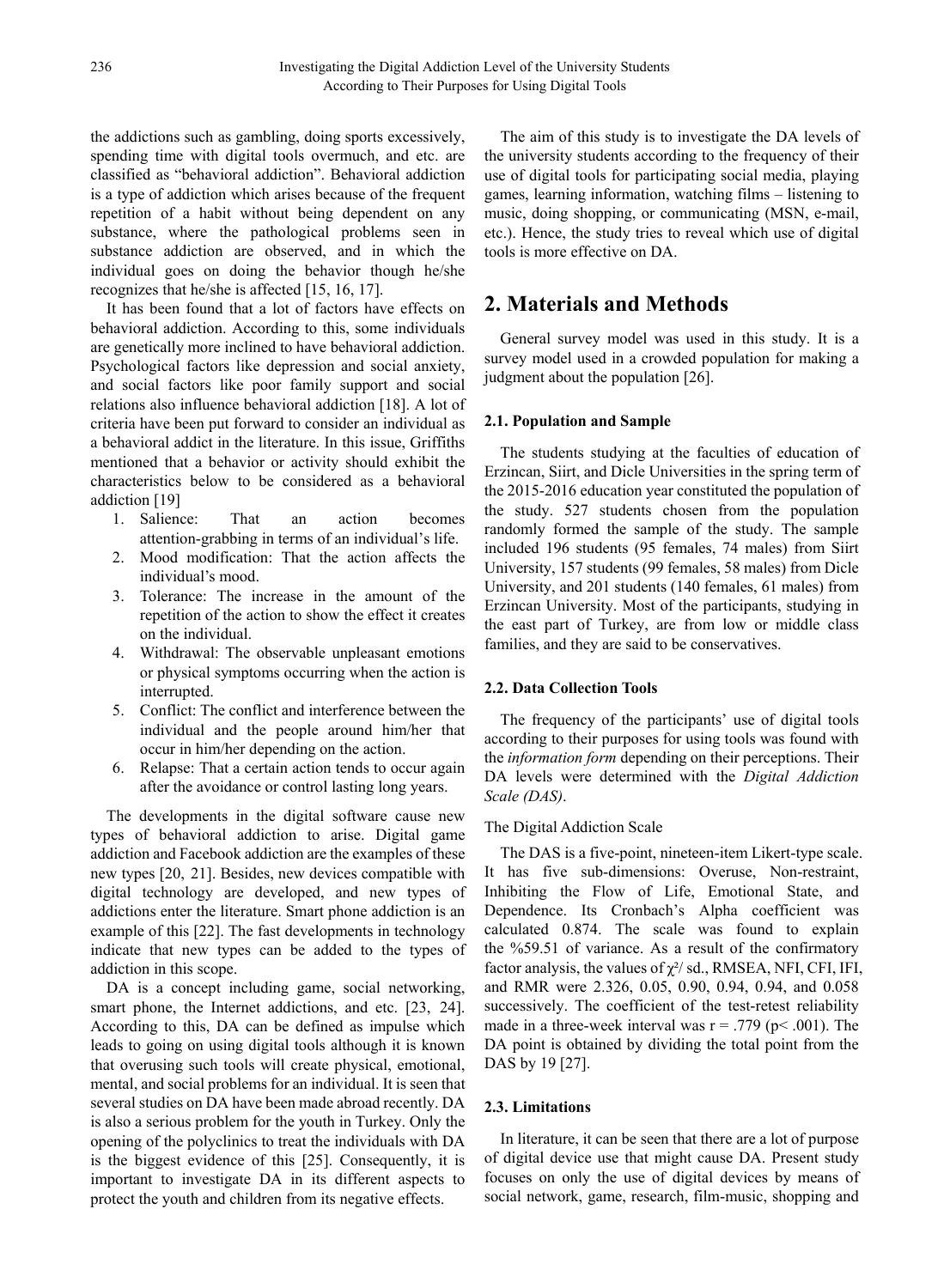the addictions such as gambling, doing sports excessively, spending time with digital tools overmuch, and etc. are classified as "behavioral addiction". Behavioral addiction is a type of addiction which arises because of the frequent repetition of a habit without being dependent on any substance, where the pathological problems seen in substance addiction are observed, and in which the individual goes on doing the behavior though he/she recognizes that he/she is affected [15, 16, 17].

It has been found that a lot of factors have effects on behavioral addiction. According to this, some individuals are genetically more inclined to have behavioral addiction. Psychological factors like depression and social anxiety, and social factors like poor family support and social relations also influence behavioral addiction [18]. A lot of criteria have been put forward to consider an individual as a behavioral addict in the literature. In this issue, Griffiths mentioned that a behavior or activity should exhibit the characteristics below to be considered as a behavioral addiction [19]

1. Salience: That an action becomes attention-grabbing in terms of an individual's life.
2. Mood modification: That the action affects the individual's mood.
3. Tolerance: The increase in the amount of the repetition of the action to show the effect it creates on the individual.
4. Withdrawal: The observable unpleasant emotions or physical symptoms occurring when the action is interrupted.
5. Conflict: The conflict and interference between the individual and the people around him/her that occur in him/her depending on the action.
6. Relapse: That a certain action tends to occur again after the avoidance or control lasting long years.

The developments in the digital software cause new types of behavioral addiction to arise. Digital game addiction and Facebook addiction are the examples of these new types [20, 21]. Besides, new devices compatible with digital technology are developed, and new types of addictions enter the literature. Smart phone addiction is an example of this [22]. The fast developments in technology indicate that new types can be added to the types of addiction in this scope.

DA is a concept including game, social networking, smart phone, the Internet addictions, and etc. [23, 24]. According to this, DA can be defined as impulse which leads to going on using digital tools although it is known that overusing such tools will create physical, emotional, mental, and social problems for an individual. It is seen that several studies on DA have been made abroad recently. DA is also a serious problem for the youth in Turkey. Only the opening of the polyclinics to treat the individuals with DA is the biggest evidence of this [25]. Consequently, it is important to investigate DA in its different aspects to protect the youth and children from its negative effects.

The aim of this study is to investigate the DA levels of the university students according to the frequency of their use of digital tools for participating social media, playing games, learning information, watching films – listening to music, doing shopping, or communicating (MSN, e-mail, etc.). Hence, the study tries to reveal which use of digital tools is more effective on DA.

## 2. Materials and Methods

General survey model was used in this study. It is a survey model used in a crowded population for making a judgment about the population [26].

### 2.1. Population and Sample

The students studying at the faculties of education of Erzincan, Siirt, and Dicle Universities in the spring term of the 2015-2016 education year constituted the population of the study. 527 students chosen from the population randomly formed the sample of the study. The sample included 196 students (95 females, 74 males) from Siirt University, 157 students (99 females, 58 males) from Dicle University, and 201 students (140 females, 61 males) from Erzincan University. Most of the participants, studying in the east part of Turkey, are from low or middle class families, and they are said to be conservatives.

### 2.2. Data Collection Tools

The frequency of the participants' use of digital tools according to their purposes for using tools was found with the *information form* depending on their perceptions. Their DA levels were determined with the *Digital Addiction Scale (DAS)*.

The Digital Addiction Scale

The DAS is a five-point, nineteen-item Likert-type scale. It has five sub-dimensions: Overuse, Non-restraint, Inhibiting the Flow of Life, Emotional State, and Dependence. Its Cronbach's Alpha coefficient was calculated 0.874. The scale was found to explain the %59.51 of variance. As a result of the confirmatory factor analysis, the values of $\chi^2$/ sd., RMSEA, NFI, CFI, IFI, and RMR were 2.326, 0.05, 0.90, 0.94, 0.94, and 0.058 successively. The coefficient of the test-retest reliability made in a three-week interval was $r = .779$ ($p < .001$). The DA point is obtained by dividing the total point from the DAS by 19 [27].

### 2.3. Limitations

In literature, it can be seen that there are a lot of purpose of digital device use that might cause DA. Present study focuses on only the use of digital devices by means of social network, game, research, film-music, shopping and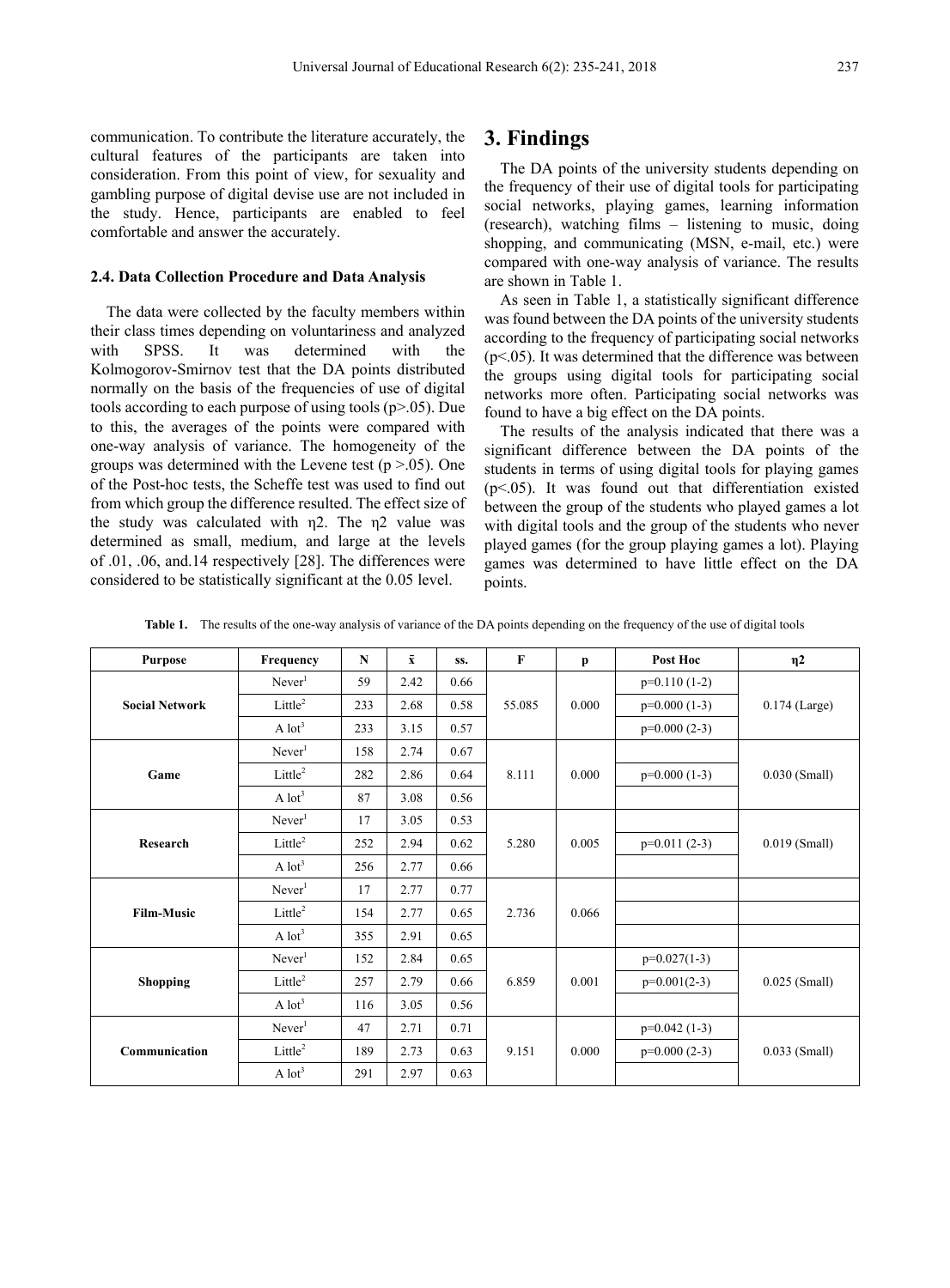communication. To contribute the literature accurately, the cultural features of the participants are taken into consideration. From this point of view, for sexuality and gambling purpose of digital devise use are not included in the study. Hence, participants are enabled to feel comfortable and answer the accurately.

### 2.4. Data Collection Procedure and Data Analysis

The data were collected by the faculty members within their class times depending on voluntariness and analyzed with SPSS. It was determined with the Kolmogorov-Smirnov test that the DA points distributed normally on the basis of the frequencies of use of digital tools according to each purpose of using tools ($p>.05$). Due to this, the averages of the points were compared with one-way analysis of variance. The homogeneity of the groups was determined with the Levene test ($p>.05$). One of the Post-hoc tests, the Scheffe test was used to find out from which group the difference resulted. The effect size of the study was calculated with $\eta^2$. The $\eta^2$ value was determined as small, medium, and large at the levels of .01, .06, and.14 respectively [28]. The differences were considered to be statistically significant at the 0.05 level.

## 3. Findings

The DA points of the university students depending on the frequency of their use of digital tools for participating social networks, playing games, learning information (research), watching films – listening to music, doing shopping, and communicating (MSN, e-mail, etc.) were compared with one-way analysis of variance. The results are shown in Table 1.

As seen in Table 1, a statistically significant difference was found between the DA points of the university students according to the frequency of participating social networks ($p<.05$). It was determined that the difference was between the groups using digital tools for participating social networks more often. Participating social networks was found to have a big effect on the DA points.

The results of the analysis indicated that there was a significant difference between the DA points of the students in terms of using digital tools for playing games ($p<.05$). It was found out that differentiation existed between the group of the students who played games a lot with digital tools and the group of the students who never played games (for the group playing games a lot). Playing games was determined to have little effect on the DA points.

**Table 1.** The results of the one-way analysis of variance of the DA points depending on the frequency of the use of digital tools

| Purpose | Frequency | N | x̄ | ss. | F | p | Post Hoc | η2 |
|---|---|---|---|---|---|---|---|---|
| Social Network | Never[1] | 59 | 2.42 | 0.66 | 55.085 | 0.000 | p=0.110 (1-2) | 0.174 (Large) |
| | Little[2] | 233 | 2.68 | 0.58 | | | p=0.000 (1-3) | |
| | A lot[3] | 233 | 3.15 | 0.57 | | | p=0.000 (2-3) | |
| Game | Never[1] | 158 | 2.74 | 0.67 | 8.111 | 0.000 | | 0.030 (Small) |
| | Little[2] | 282 | 2.86 | 0.64 | | | p=0.000 (1-3) | |
| | A lot[3] | 87 | 3.08 | 0.56 | | | | |
| Research | Never[1] | 17 | 3.05 | 0.53 | 5.280 | 0.005 | | 0.019 (Small) |
| | Little[2] | 252 | 2.94 | 0.62 | | | p=0.011 (2-3) | |
| | A lot[3] | 256 | 2.77 | 0.66 | | | | |
| Film-Music | Never[1] | 17 | 2.77 | 0.77 | 2.736 | 0.066 | | |
| | Little[2] | 154 | 2.77 | 0.65 | | | | |
| | A lot[3] | 355 | 2.91 | 0.65 | | | | |
| Shopping | Never[1] | 152 | 2.84 | 0.65 | 6.859 | 0.001 | p=0.027(1-3) | 0.025 (Small) |
| | Little[2] | 257 | 2.79 | 0.66 | | | p=0.001(2-3) | |
| | A lot[3] | 116 | 3.05 | 0.56 | | | | |
| Communication | Never[1] | 47 | 2.71 | 0.71 | 9.151 | 0.000 | p=0.042 (1-3) | 0.033 (Small) |
| | Little[2] | 189 | 2.73 | 0.63 | | | p=0.000 (2-3) | |
| | A lot[3] | 291 | 2.97 | 0.63 | | | | |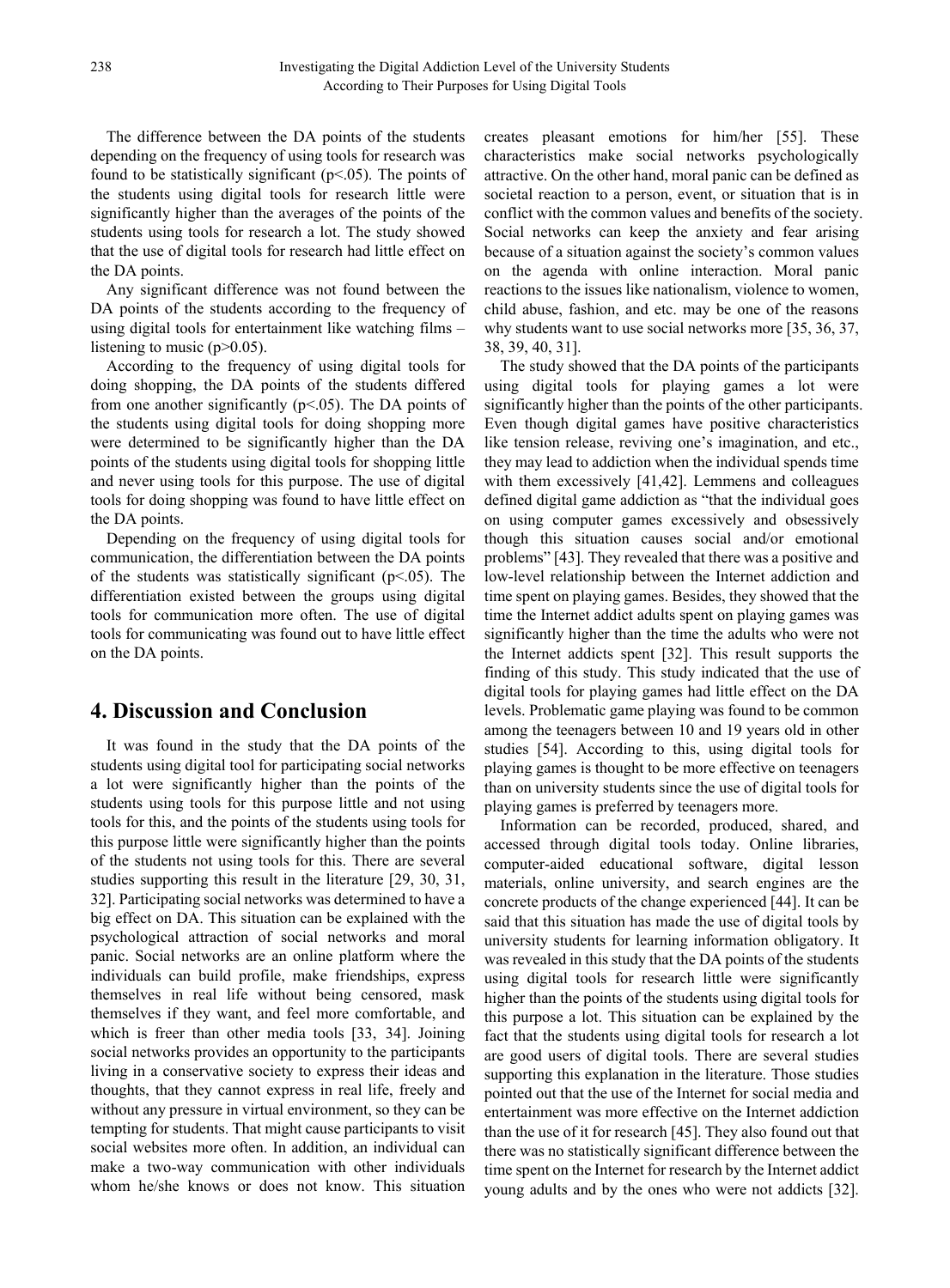The difference between the DA points of the students depending on the frequency of using tools for research was found to be statistically significant ($p<.05$). The points of the students using digital tools for research little were significantly higher than the averages of the points of the students using tools for research a lot. The study showed that the use of digital tools for research had little effect on the DA points.

Any significant difference was not found between the DA points of the students according to the frequency of using digital tools for entertainment like watching films – listening to music ($p>0.05$).

According to the frequency of using digital tools for doing shopping, the DA points of the students differed from one another significantly ($p<.05$). The DA points of the students using digital tools for doing shopping more were determined to be significantly higher than the DA points of the students using digital tools for shopping little and never using tools for this purpose. The use of digital tools for doing shopping was found to have little effect on the DA points.

Depending on the frequency of using digital tools for communication, the differentiation between the DA points of the students was statistically significant ($p<.05$). The differentiation existed between the groups using digital tools for communication more often. The use of digital tools for communicating was found out to have little effect on the DA points.

## 4. Discussion and Conclusion

It was found in the study that the DA points of the students using digital tool for participating social networks a lot were significantly higher than the points of the students using tools for this purpose little and not using tools for this, and the points of the students using tools for this purpose little were significantly higher than the points of the students not using tools for this. There are several studies supporting this result in the literature [29, 30, 31, 32]. Participating social networks was determined to have a big effect on DA. This situation can be explained with the psychological attraction of social networks and moral panic. Social networks are an online platform where the individuals can build profile, make friendships, express themselves in real life without being censored, mask themselves if they want, and feel more comfortable, and which is freer than other media tools [33, 34]. Joining social networks provides an opportunity to the participants living in a conservative society to express their ideas and thoughts, that they cannot express in real life, freely and without any pressure in virtual environment, so they can be tempting for students. That might cause participants to visit social websites more often. In addition, an individual can make a two-way communication with other individuals whom he/she knows or does not know. This situation creates pleasant emotions for him/her [55]. These characteristics make social networks psychologically attractive. On the other hand, moral panic can be defined as societal reaction to a person, event, or situation that is in conflict with the common values and benefits of the society. Social networks can keep the anxiety and fear arising because of a situation against the society's common values on the agenda with online interaction. Moral panic reactions to the issues like nationalism, violence to women, child abuse, fashion, and etc. may be one of the reasons why students want to use social networks more [35, 36, 37, 38, 39, 40, 31].

The study showed that the DA points of the participants using digital tools for playing games a lot were significantly higher than the points of the other participants. Even though digital games have positive characteristics like tension release, reviving one's imagination, and etc., they may lead to addiction when the individual spends time with them excessively [41,42]. Lemmens and colleagues defined digital game addiction as "that the individual goes on using computer games excessively and obsessively though this situation causes social and/or emotional problems" [43]. They revealed that there was a positive and low-level relationship between the Internet addiction and time spent on playing games. Besides, they showed that the time the Internet addict adults spent on playing games was significantly higher than the time the adults who were not the Internet addicts spent [32]. This result supports the finding of this study. This study indicated that the use of digital tools for playing games had little effect on the DA levels. Problematic game playing was found to be common among the teenagers between 10 and 19 years old in other studies [54]. According to this, using digital tools for playing games is thought to be more effective on teenagers than on university students since the use of digital tools for playing games is preferred by teenagers more.

Information can be recorded, produced, shared, and accessed through digital tools today. Online libraries, computer-aided educational software, digital lesson materials, online university, and search engines are the concrete products of the change experienced [44]. It can be said that this situation has made the use of digital tools by university students for learning information obligatory. It was revealed in this study that the DA points of the students using digital tools for research little were significantly higher than the points of the students using digital tools for this purpose a lot. This situation can be explained by the fact that the students using digital tools for research a lot are good users of digital tools. There are several studies supporting this explanation in the literature. Those studies pointed out that the use of the Internet for social media and entertainment was more effective on the Internet addiction than the use of it for research [45]. They also found out that there was no statistically significant difference between the time spent on the Internet for research by the Internet addict young adults and by the ones who were not addicts [32].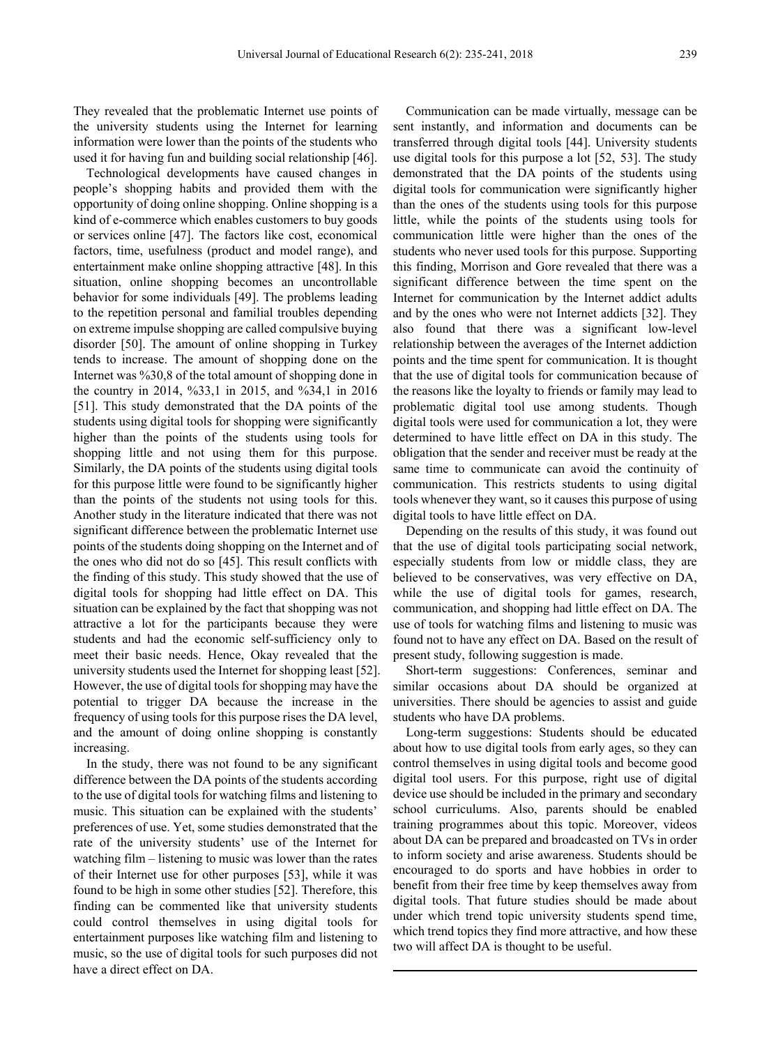They revealed that the problematic Internet use points of the university students using the Internet for learning information were lower than the points of the students who used it for having fun and building social relationship [46].

Technological developments have caused changes in people's shopping habits and provided them with the opportunity of doing online shopping. Online shopping is a kind of e-commerce which enables customers to buy goods or services online [47]. The factors like cost, economical factors, time, usefulness (product and model range), and entertainment make online shopping attractive [48]. In this situation, online shopping becomes an uncontrollable behavior for some individuals [49]. The problems leading to the repetition personal and familial troubles depending on extreme impulse shopping are called compulsive buying disorder [50]. The amount of online shopping in Turkey tends to increase. The amount of shopping done on the Internet was %30,8 of the total amount of shopping done in the country in 2014, %33,1 in 2015, and %34,1 in 2016 [51]. This study demonstrated that the DA points of the students using digital tools for shopping were significantly higher than the points of the students using tools for shopping little and not using them for this purpose. Similarly, the DA points of the students using digital tools for this purpose little were found to be significantly higher than the points of the students not using tools for this. Another study in the literature indicated that there was not significant difference between the problematic Internet use points of the students doing shopping on the Internet and of the ones who did not do so [45]. This result conflicts with the finding of this study. This study showed that the use of digital tools for shopping had little effect on DA. This situation can be explained by the fact that shopping was not attractive a lot for the participants because they were students and had the economic self-sufficiency only to meet their basic needs. Hence, Okay revealed that the university students used the Internet for shopping least [52]. However, the use of digital tools for shopping may have the potential to trigger DA because the increase in the frequency of using tools for this purpose rises the DA level, and the amount of doing online shopping is constantly increasing.

In the study, there was not found to be any significant difference between the DA points of the students according to the use of digital tools for watching films and listening to music. This situation can be explained with the students' preferences of use. Yet, some studies demonstrated that the rate of the university students' use of the Internet for watching film – listening to music was lower than the rates of their Internet use for other purposes [53], while it was found to be high in some other studies [52]. Therefore, this finding can be commented like that university students could control themselves in using digital tools for entertainment purposes like watching film and listening to music, so the use of digital tools for such purposes did not have a direct effect on DA.

Communication can be made virtually, message can be sent instantly, and information and documents can be transferred through digital tools [44]. University students use digital tools for this purpose a lot [52, 53]. The study demonstrated that the DA points of the students using digital tools for communication were significantly higher than the ones of the students using tools for this purpose little, while the points of the students using tools for communication little were higher than the ones of the students who never used tools for this purpose. Supporting this finding, Morrison and Gore revealed that there was a significant difference between the time spent on the Internet for communication by the Internet addict adults and by the ones who were not Internet addicts [32]. They also found that there was a significant low-level relationship between the averages of the Internet addiction points and the time spent for communication. It is thought that the use of digital tools for communication because of the reasons like the loyalty to friends or family may lead to problematic digital tool use among students. Though digital tools were used for communication a lot, they were determined to have little effect on DA in this study. The obligation that the sender and receiver must be ready at the same time to communicate can avoid the continuity of communication. This restricts students to using digital tools whenever they want, so it causes this purpose of using digital tools to have little effect on DA.

Depending on the results of this study, it was found out that the use of digital tools participating social network, especially students from low or middle class, they are believed to be conservatives, was very effective on DA, while the use of digital tools for games, research, communication, and shopping had little effect on DA. The use of tools for watching films and listening to music was found not to have any effect on DA. Based on the result of present study, following suggestion is made.

Short-term suggestions: Conferences, seminar and similar occasions about DA should be organized at universities. There should be agencies to assist and guide students who have DA problems.

Long-term suggestions: Students should be educated about how to use digital tools from early ages, so they can control themselves in using digital tools and become good digital tool users. For this purpose, right use of digital device use should be included in the primary and secondary school curriculums. Also, parents should be enabled training programmes about this topic. Moreover, videos about DA can be prepared and broadcasted on TVs in order to inform society and arise awareness. Students should be encouraged to do sports and have hobbies in order to benefit from their free time by keep themselves away from digital tools. That future studies should be made about under which trend topic university students spend time, which trend topics they find more attractive, and how these two will affect DA is thought to be useful.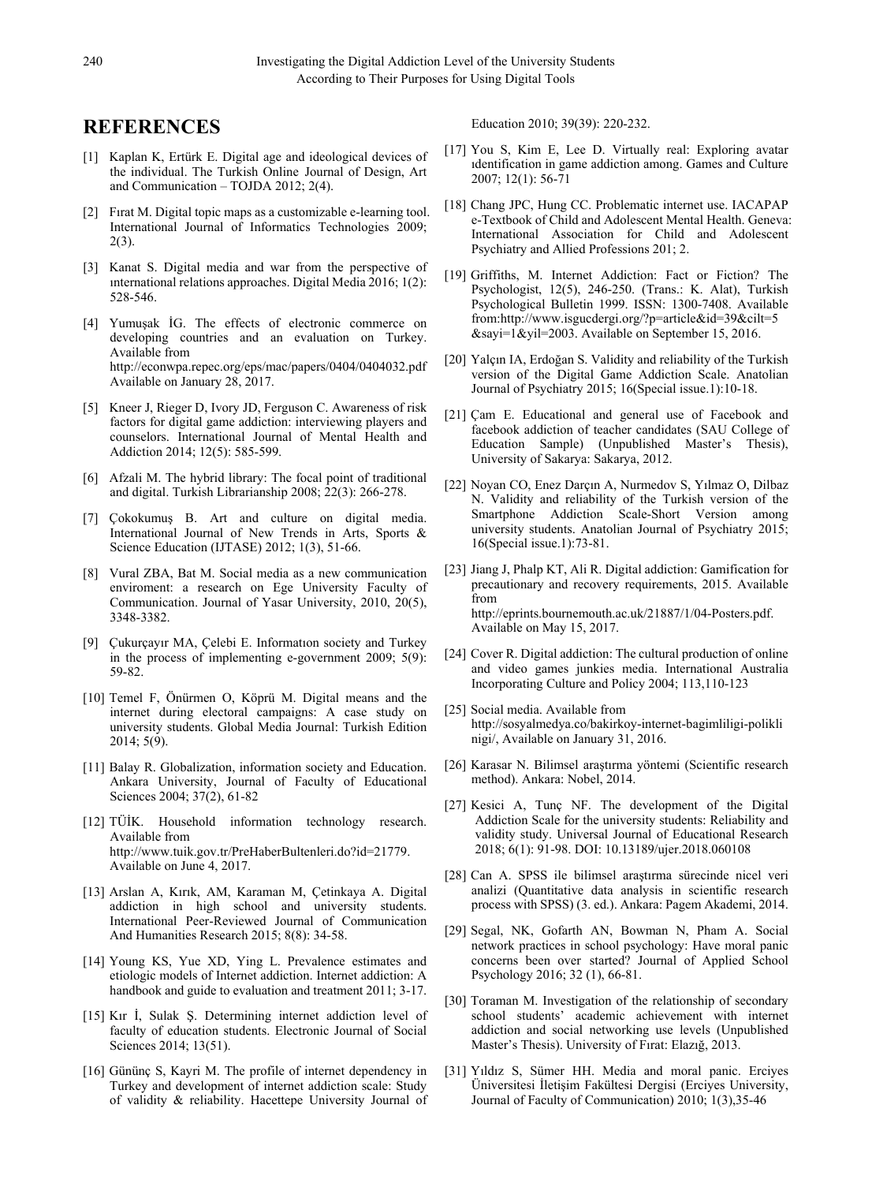# REFERENCES

[1] Kaplan K, Ertürk E. Digital age and ideological devices of the individual. The Turkish Online Journal of Design, Art and Communication – TOJDA 2012; 2(4).

[2] Fırat M. Digital topic maps as a customizable e-learning tool. International Journal of Informatics Technologies 2009; 2(3).

[3] Kanat S. Digital media and war from the perspective of ınternational relations approaches. Digital Media 2016; 1(2): 528-546.

[4] Yumuşak İG. The effects of electronic commerce on developing countries and an evaluation on Turkey. Available from http://econwpa.repec.org/eps/mac/papers/0404/0404032.pdf Available on January 28, 2017.

[5] Kneer J, Rieger D, Ivory JD, Ferguson C. Awareness of risk factors for digital game addiction: interviewing players and counselors. International Journal of Mental Health and Addiction 2014; 12(5): 585-599.

[6] Afzali M. The hybrid library: The focal point of traditional and digital. Turkish Librarianship 2008; 22(3): 266-278.

[7] Çokokumuş B. Art and culture on digital media. International Journal of New Trends in Arts, Sports & Science Education (IJTASE) 2012; 1(3), 51-66.

[8] Vural ZBA, Bat M. Social media as a new communication enviroment: a research on Ege University Faculty of Communication. Journal of Yasar University, 2010, 20(5), 3348-3382.

[9] Çukurçayır MA, Çelebi E. Informatıon society and Turkey in the process of implementing e-government 2009; 5(9): 59-82.

[10] Temel F, Önürmen O, Köprü M. Digital means and the internet during electoral campaigns: A case study on university students. Global Media Journal: Turkish Edition 2014; 5(9).

[11] Balay R. Globalization, information society and Education. Ankara University, Journal of Faculty of Educational Sciences 2004; 37(2), 61-82

[12] TÜİK. Household information technology research. Available from http://www.tuik.gov.tr/PreHaberBultenleri.do?id=21779. Available on June 4, 2017.

[13] Arslan A, Kırık, AM, Karaman M, Çetinkaya A. Digital addiction in high school and university students. International Peer-Reviewed Journal of Communication And Humanities Research 2015; 8(8): 34-58.

[14] Young KS, Yue XD, Ying L. Prevalence estimates and etiologic models of Internet addiction. Internet addiction: A handbook and guide to evaluation and treatment 2011; 3-17.

[15] Kır İ, Sulak Ş. Determining internet addiction level of faculty of education students. Electronic Journal of Social Sciences 2014; 13(51).

[16] Gününç S, Kayri M. The profile of internet dependency in Turkey and development of internet addiction scale: Study of validity & reliability. Hacettepe University Journal of Education 2010; 39(39): 220-232.

[17] You S, Kim E, Lee D. Virtually real: Exploring avatar ıdentification in game addiction among. Games and Culture 2007; 12(1): 56-71

[18] Chang JPC, Hung CC. Problematic internet use. IACAPAP e-Textbook of Child and Adolescent Mental Health. Geneva: International Association for Child and Adolescent Psychiatry and Allied Professions 201; 2.

[19] Griffiths, M. Internet Addiction: Fact or Fiction? The Psychologist, 12(5), 246-250. (Trans.: K. Alat), Turkish Psychological Bulletin 1999. ISSN: 1300-7408. Available from:http://www.isgucdergi.org/?p=article&id=39&cilt=5&sayi=1&yil=2003. Available on September 15, 2016.

[20] Yalçın IA, Erdoğan S. Validity and reliability of the Turkish version of the Digital Game Addiction Scale. Anatolian Journal of Psychiatry 2015; 16(Special issue.1):10-18.

[21] Çam E. Educational and general use of Facebook and facebook addiction of teacher candidates (SAU College of Education Sample) (Unpublished Master's Thesis), University of Sakarya: Sakarya, 2012.

[22] Noyan CO, Enez Darçın A, Nurmedov S, Yılmaz O, Dilbaz N. Validity and reliability of the Turkish version of the Smartphone Addiction Scale-Short Version among university students. Anatolian Journal of Psychiatry 2015; 16(Special issue.1):73-81.

[23] Jiang J, Phalp KT, Ali R. Digital addiction: Gamification for precautionary and recovery requirements, 2015. Available from http://eprints.bournemouth.ac.uk/21887/1/04-Posters.pdf. Available on May 15, 2017.

[24] Cover R. Digital addiction: The cultural production of online and video games junkies media. International Australia Incorporating Culture and Policy 2004; 113,110-123

[25] Social media. Available from http://sosyalmedya.co/bakirkoy-internet-bagimliligi-poliklinigi/, Available on January 31, 2016.

[26] Karasar N. Bilimsel araştırma yöntemi (Scientific research method). Ankara: Nobel, 2014.

[27] Kesici A, Tunç NF. The development of the Digital Addiction Scale for the university students: Reliability and validity study. Universal Journal of Educational Research 2018; 6(1): 91-98. DOI: 10.13189/ujer.2018.060108

[28] Can A. SPSS ile bilimsel araştırma sürecinde nicel veri analizi (Quantitative data analysis in scientific research process with SPSS) (3. ed.). Ankara: Pegem Akademi, 2014.

[29] Segal, NK, Gofarth AN, Bowman N, Pham A. Social network practices in school psychology: Have moral panic concerns been over started? Journal of Applied School Psychology 2016; 32 (1), 66-81.

[30] Toraman M. Investigation of the relationship of secondary school students' academic achievement with internet addiction and social networking use levels (Unpublished Master's Thesis). University of Fırat: Elazığ, 2013.

[31] Yıldız S, Sümer HH. Media and moral panic. Erciyes Üniversitesi İletişim Fakültesi Dergisi (Erciyes University, Journal of Faculty of Communication) 2010; 1(3),35-46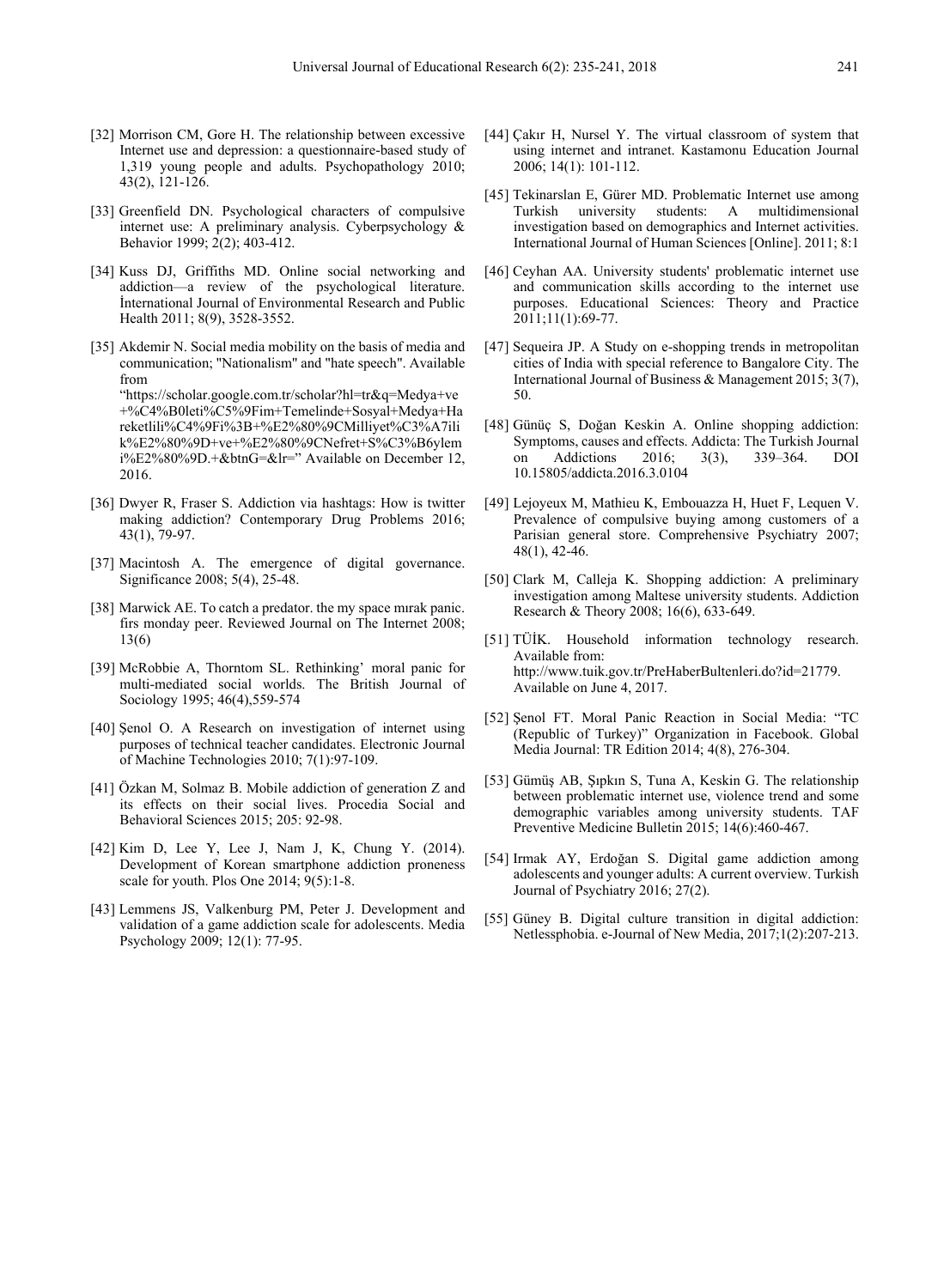[32] Morrison CM, Gore H. The relationship between excessive Internet use and depression: a questionnaire-based study of 1,319 young people and adults. Psychopathology 2010; 43(2), 121-126.

[33] Greenfield DN. Psychological characters of compulsive internet use: A preliminary analysis. Cyberpsychology & Behavior 1999; 2(2); 403-412.

[34] Kuss DJ, Griffiths MD. Online social networking and addiction—a review of the psychological literature. İnternational Journal of Environmental Research and Public Health 2011; 8(9), 3528-3552.

[35] Akdemir N. Social media mobility on the basis of media and communication; "Nationalism" and "hate speech". Available from "https://scholar.google.com.tr/scholar?hl=tr&q=Medya+ve+%C4%B0leti%C5%9Fim+Temelinde+Sosyal+Medya+Hareketlili%C4%9Fi%3B+%E2%80%9CMilliyet%C3%A7ilik%E2%80%9D+ve+%E2%80%9CNefret+S%C3%B6ylemi%E2%80%9D.+&btnG=&lr=" Available on December 12, 2016.

[36] Dwyer R, Fraser S. Addiction via hashtags: How is twitter making addiction? Contemporary Drug Problems 2016; 43(1), 79-97.

[37] Macintosh A. The emergence of digital governance. Significance 2008; 5(4), 25-48.

[38] Marwick AE. To catch a predator. the my space mırak panic. firs monday peer. Reviewed Journal on The Internet 2008; 13(6)

[39] McRobbie A, Thorntom SL. Rethinking' moral panic for multi-mediated social worlds. The British Journal of Sociology 1995; 46(4),559-574

[40] Şenol O. A Research on investigation of internet using purposes of technical teacher candidates. Electronic Journal of Machine Technologies 2010; 7(1):97-109.

[41] Özkan M, Solmaz B. Mobile addiction of generation Z and its effects on their social lives. Procedia Social and Behavioral Sciences 2015; 205: 92-98.

[42] Kim D, Lee Y, Lee J, Nam J, K, Chung Y. (2014). Development of Korean smartphone addiction proneness scale for youth. Plos One 2014; 9(5):1-8.

[43] Lemmens JS, Valkenburg PM, Peter J. Development and validation of a game addiction scale for adolescents. Media Psychology 2009; 12(1): 77-95.

[44] Çakır H, Nursel Y. The virtual classroom of system that using internet and intranet. Kastamonu Education Journal 2006; 14(1): 101-112.

[45] Tekinarslan E, Gürer MD. Problematic Internet use among Turkish university students: A multidimensional investigation based on demographics and Internet activities. International Journal of Human Sciences [Online]. 2011; 8:1

[46] Ceyhan AA. University students' problematic internet use and communication skills according to the internet use purposes. Educational Sciences: Theory and Practice 2011;11(1):69-77.

[47] Sequeira JP. A Study on e-shopping trends in metropolitan cities of India with special reference to Bangalore City. The International Journal of Business & Management 2015; 3(7), 50.

[48] Günüç S, Doğan Keskin A. Online shopping addiction: Symptoms, causes and effects. Addicta: The Turkish Journal on Addictions 2016; 3(3), 339–364. DOI 10.15805/addicta.2016.3.0104

[49] Lejoyeux M, Mathieu K, Embouazza H, Huet F, Lequen V. Prevalence of compulsive buying among customers of a Parisian general store. Comprehensive Psychiatry 2007; 48(1), 42-46.

[50] Clark M, Calleja K. Shopping addiction: A preliminary investigation among Maltese university students. Addiction Research & Theory 2008; 16(6), 633-649.

[51] TÜİK. Household information technology research. Available from: http://www.tuik.gov.tr/PreHaberBultenleri.do?id=21779. Available on June 4, 2017.

[52] Şenol FT. Moral Panic Reaction in Social Media: "TC (Republic of Turkey)" Organization in Facebook. Global Media Journal: TR Edition 2014; 4(8), 276-304.

[53] Gümüş AB, Şıpkın S, Tuna A, Keskin G. The relationship between problematic internet use, violence trend and some demographic variables among university students. TAF Preventive Medicine Bulletin 2015; 14(6):460-467.

[54] Irmak AY, Erdoğan S. Digital game addiction among adolescents and younger adults: A current overview. Turkish Journal of Psychiatry 2016; 27(2).

[55] Güney B. Digital culture transition in digital addiction: Netlessphobia. e-Journal of New Media, 2017;1(2):207-213.